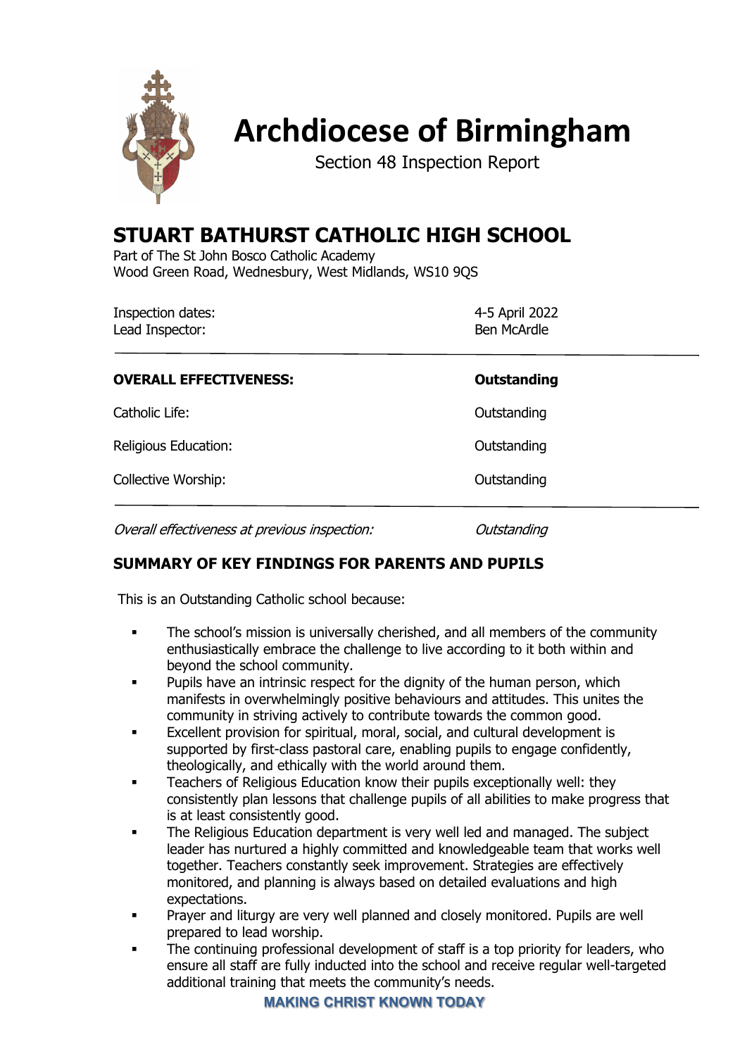# Archdiocese of Birmingham

Section 48 Inspection Report

## STUART BATHURST CATHOLIC HIGH SCHOOL

Part of The St John Bosco Catholic Academy
Wood Green Road, Wednesbury, West Midlands, WS10 9QS

| | |
|---|---|
| Inspection dates: | 4-5 April 2022 |
| Lead Inspector: | Ben McArdle |

| | |
|---|---|
| **OVERALL EFFECTIVENESS:** | **Outstanding** |
| Catholic Life: | Outstanding |
| Religious Education: | Outstanding |
| Collective Worship: | Outstanding |

*Overall effectiveness at previous inspection:* *Outstanding*

## SUMMARY OF KEY FINDINGS FOR PARENTS AND PUPILS

This is an Outstanding Catholic school because:

- The school's mission is universally cherished, and all members of the community enthusiastically embrace the challenge to live according to it both within and beyond the school community.
- Pupils have an intrinsic respect for the dignity of the human person, which manifests in overwhelmingly positive behaviours and attitudes. This unites the community in striving actively to contribute towards the common good.
- Excellent provision for spiritual, moral, social, and cultural development is supported by first-class pastoral care, enabling pupils to engage confidently, theologically, and ethically with the world around them.
- Teachers of Religious Education know their pupils exceptionally well: they consistently plan lessons that challenge pupils of all abilities to make progress that is at least consistently good.
- The Religious Education department is very well led and managed. The subject leader has nurtured a highly committed and knowledgeable team that works well together. Teachers constantly seek improvement. Strategies are effectively monitored, and planning is always based on detailed evaluations and high expectations.
- Prayer and liturgy are very well planned and closely monitored. Pupils are well prepared to lead worship.
- The continuing professional development of staff is a top priority for leaders, who ensure all staff are fully inducted into the school and receive regular well-targeted additional training that meets the community's needs.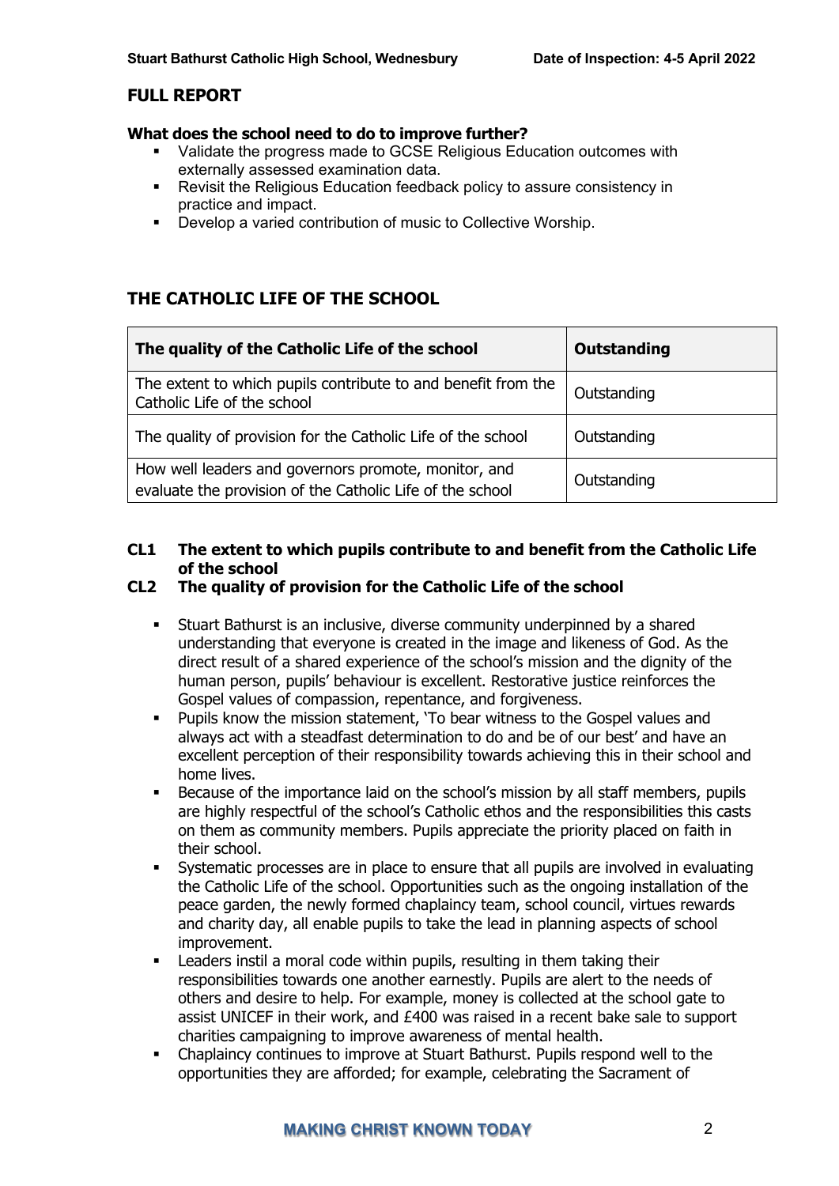## FULL REPORT

**What does the school need to do to improve further?**

- Validate the progress made to GCSE Religious Education outcomes with externally assessed examination data.
- Revisit the Religious Education feedback policy to assure consistency in practice and impact.
- Develop a varied contribution of music to Collective Worship.

## THE CATHOLIC LIFE OF THE SCHOOL

| The quality of the Catholic Life of the school | Outstanding |
| --- | --- |
| The extent to which pupils contribute to and benefit from the Catholic Life of the school | Outstanding |
| The quality of provision for the Catholic Life of the school | Outstanding |
| How well leaders and governors promote, monitor, and evaluate the provision of the Catholic Life of the school | Outstanding |

### CL1 The extent to which pupils contribute to and benefit from the Catholic Life of the school

### CL2 The quality of provision for the Catholic Life of the school

- Stuart Bathurst is an inclusive, diverse community underpinned by a shared understanding that everyone is created in the image and likeness of God. As the direct result of a shared experience of the school's mission and the dignity of the human person, pupils' behaviour is excellent. Restorative justice reinforces the Gospel values of compassion, repentance, and forgiveness.
- Pupils know the mission statement, 'To bear witness to the Gospel values and always act with a steadfast determination to do and be of our best' and have an excellent perception of their responsibility towards achieving this in their school and home lives.
- Because of the importance laid on the school's mission by all staff members, pupils are highly respectful of the school's Catholic ethos and the responsibilities this casts on them as community members. Pupils appreciate the priority placed on faith in their school.
- Systematic processes are in place to ensure that all pupils are involved in evaluating the Catholic Life of the school. Opportunities such as the ongoing installation of the peace garden, the newly formed chaplaincy team, school council, virtues rewards and charity day, all enable pupils to take the lead in planning aspects of school improvement.
- Leaders instil a moral code within pupils, resulting in them taking their responsibilities towards one another earnestly. Pupils are alert to the needs of others and desire to help. For example, money is collected at the school gate to assist UNICEF in their work, and £400 was raised in a recent bake sale to support charities campaigning to improve awareness of mental health.
- Chaplaincy continues to improve at Stuart Bathurst. Pupils respond well to the opportunities they are afforded; for example, celebrating the Sacrament of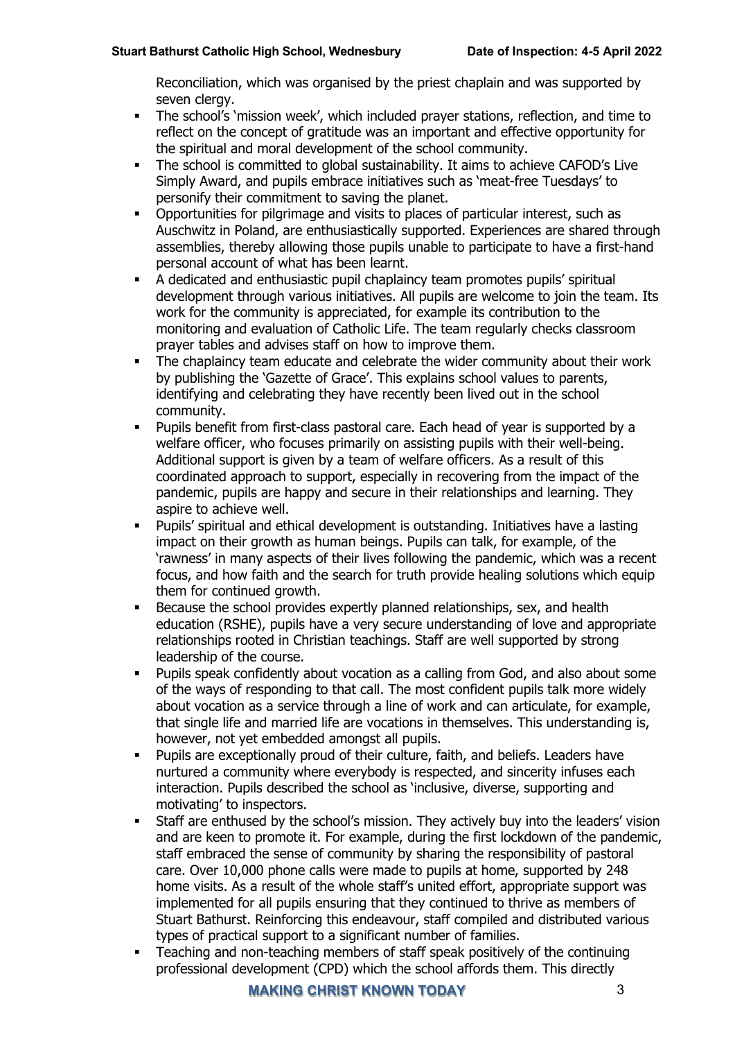Reconciliation, which was organised by the priest chaplain and was supported by seven clergy.

- The school's 'mission week', which included prayer stations, reflection, and time to reflect on the concept of gratitude was an important and effective opportunity for the spiritual and moral development of the school community.
- The school is committed to global sustainability. It aims to achieve CAFOD's Live Simply Award, and pupils embrace initiatives such as 'meat-free Tuesdays' to personify their commitment to saving the planet.
- Opportunities for pilgrimage and visits to places of particular interest, such as Auschwitz in Poland, are enthusiastically supported. Experiences are shared through assemblies, thereby allowing those pupils unable to participate to have a first-hand personal account of what has been learnt.
- A dedicated and enthusiastic pupil chaplaincy team promotes pupils' spiritual development through various initiatives. All pupils are welcome to join the team. Its work for the community is appreciated, for example its contribution to the monitoring and evaluation of Catholic Life. The team regularly checks classroom prayer tables and advises staff on how to improve them.
- The chaplaincy team educate and celebrate the wider community about their work by publishing the 'Gazette of Grace'. This explains school values to parents, identifying and celebrating they have recently been lived out in the school community.
- Pupils benefit from first-class pastoral care. Each head of year is supported by a welfare officer, who focuses primarily on assisting pupils with their well-being. Additional support is given by a team of welfare officers. As a result of this coordinated approach to support, especially in recovering from the impact of the pandemic, pupils are happy and secure in their relationships and learning. They aspire to achieve well.
- Pupils' spiritual and ethical development is outstanding. Initiatives have a lasting impact on their growth as human beings. Pupils can talk, for example, of the 'rawness' in many aspects of their lives following the pandemic, which was a recent focus, and how faith and the search for truth provide healing solutions which equip them for continued growth.
- Because the school provides expertly planned relationships, sex, and health education (RSHE), pupils have a very secure understanding of love and appropriate relationships rooted in Christian teachings. Staff are well supported by strong leadership of the course.
- Pupils speak confidently about vocation as a calling from God, and also about some of the ways of responding to that call. The most confident pupils talk more widely about vocation as a service through a line of work and can articulate, for example, that single life and married life are vocations in themselves. This understanding is, however, not yet embedded amongst all pupils.
- Pupils are exceptionally proud of their culture, faith, and beliefs. Leaders have nurtured a community where everybody is respected, and sincerity infuses each interaction. Pupils described the school as 'inclusive, diverse, supporting and motivating' to inspectors.
- Staff are enthused by the school's mission. They actively buy into the leaders' vision and are keen to promote it. For example, during the first lockdown of the pandemic, staff embraced the sense of community by sharing the responsibility of pastoral care. Over 10,000 phone calls were made to pupils at home, supported by 248 home visits. As a result of the whole staff's united effort, appropriate support was implemented for all pupils ensuring that they continued to thrive as members of Stuart Bathurst. Reinforcing this endeavour, staff compiled and distributed various types of practical support to a significant number of families.
- Teaching and non-teaching members of staff speak positively of the continuing professional development (CPD) which the school affords them. This directly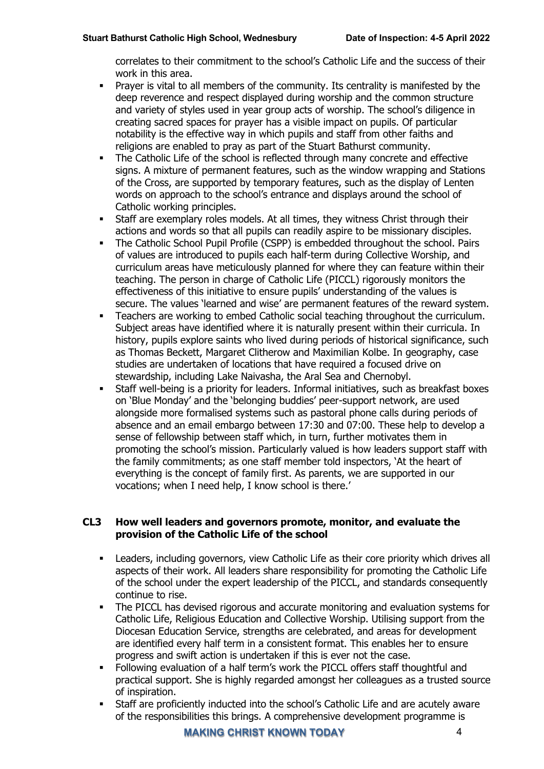correlates to their commitment to the school's Catholic Life and the success of their work in this area.

- Prayer is vital to all members of the community. Its centrality is manifested by the deep reverence and respect displayed during worship and the common structure and variety of styles used in year group acts of worship. The school's diligence in creating sacred spaces for prayer has a visible impact on pupils. Of particular notability is the effective way in which pupils and staff from other faiths and religions are enabled to pray as part of the Stuart Bathurst community.
- The Catholic Life of the school is reflected through many concrete and effective signs. A mixture of permanent features, such as the window wrapping and Stations of the Cross, are supported by temporary features, such as the display of Lenten words on approach to the school's entrance and displays around the school of Catholic working principles.
- Staff are exemplary roles models. At all times, they witness Christ through their actions and words so that all pupils can readily aspire to be missionary disciples.
- The Catholic School Pupil Profile (CSPP) is embedded throughout the school. Pairs of values are introduced to pupils each half-term during Collective Worship, and curriculum areas have meticulously planned for where they can feature within their teaching. The person in charge of Catholic Life (PICCL) rigorously monitors the effectiveness of this initiative to ensure pupils' understanding of the values is secure. The values 'learned and wise' are permanent features of the reward system.
- Teachers are working to embed Catholic social teaching throughout the curriculum. Subject areas have identified where it is naturally present within their curricula. In history, pupils explore saints who lived during periods of historical significance, such as Thomas Beckett, Margaret Clitherow and Maximilian Kolbe. In geography, case studies are undertaken of locations that have required a focused drive on stewardship, including Lake Naivasha, the Aral Sea and Chernobyl.
- Staff well-being is a priority for leaders. Informal initiatives, such as breakfast boxes on 'Blue Monday' and the 'belonging buddies' peer-support network, are used alongside more formalised systems such as pastoral phone calls during periods of absence and an email embargo between 17:30 and 07:00. These help to develop a sense of fellowship between staff which, in turn, further motivates them in promoting the school's mission. Particularly valued is how leaders support staff with the family commitments; as one staff member told inspectors, 'At the heart of everything is the concept of family first. As parents, we are supported in our vocations; when I need help, I know school is there.'

### CL3 How well leaders and governors promote, monitor, and evaluate the provision of the Catholic Life of the school

- Leaders, including governors, view Catholic Life as their core priority which drives all aspects of their work. All leaders share responsibility for promoting the Catholic Life of the school under the expert leadership of the PICCL, and standards consequently continue to rise.
- The PICCL has devised rigorous and accurate monitoring and evaluation systems for Catholic Life, Religious Education and Collective Worship. Utilising support from the Diocesan Education Service, strengths are celebrated, and areas for development are identified every half term in a consistent format. This enables her to ensure progress and swift action is undertaken if this is ever not the case.
- Following evaluation of a half term's work the PICCL offers staff thoughtful and practical support. She is highly regarded amongst her colleagues as a trusted source of inspiration.
- Staff are proficiently inducted into the school's Catholic Life and are acutely aware of the responsibilities this brings. A comprehensive development programme is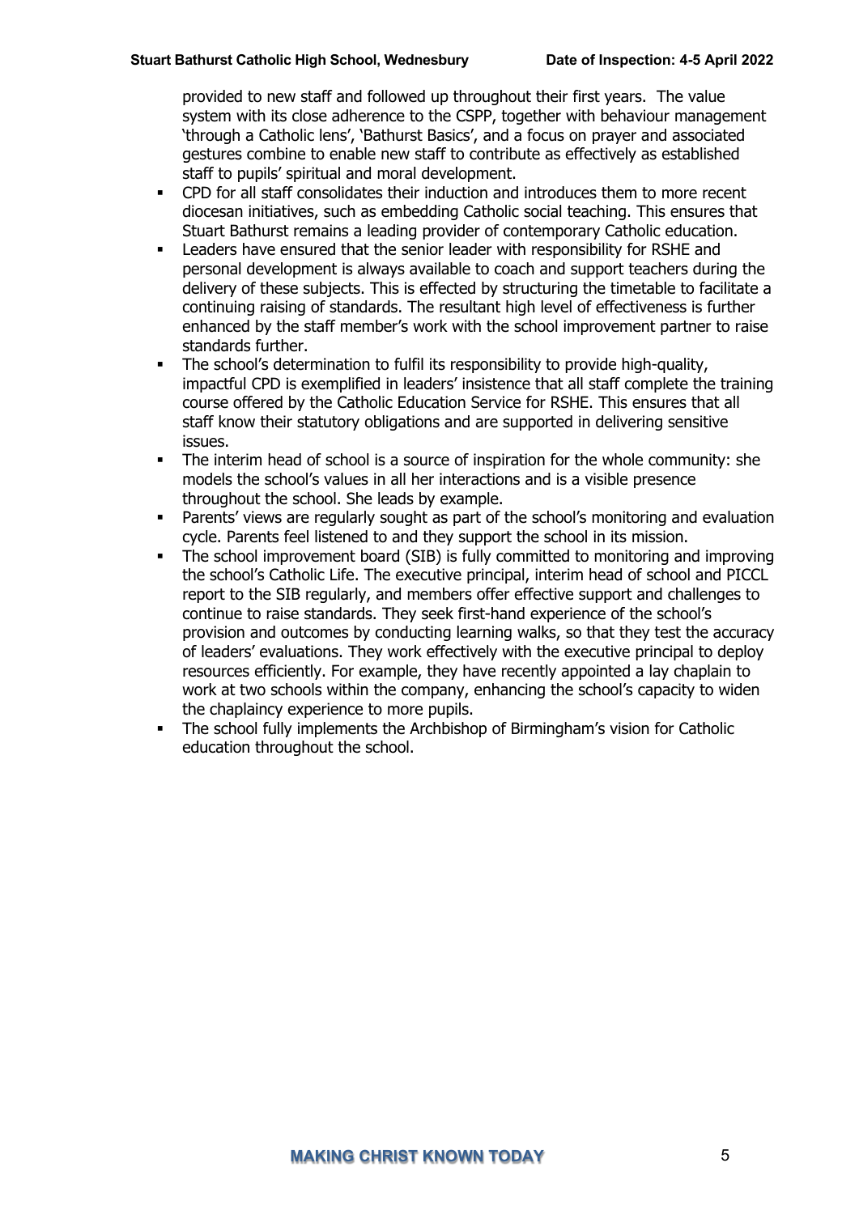provided to new staff and followed up throughout their first years. The value system with its close adherence to the CSPP, together with behaviour management 'through a Catholic lens', 'Bathurst Basics', and a focus on prayer and associated gestures combine to enable new staff to contribute as effectively as established staff to pupils' spiritual and moral development.

- CPD for all staff consolidates their induction and introduces them to more recent diocesan initiatives, such as embedding Catholic social teaching. This ensures that Stuart Bathurst remains a leading provider of contemporary Catholic education.
- Leaders have ensured that the senior leader with responsibility for RSHE and personal development is always available to coach and support teachers during the delivery of these subjects. This is effected by structuring the timetable to facilitate a continuing raising of standards. The resultant high level of effectiveness is further enhanced by the staff member's work with the school improvement partner to raise standards further.
- The school's determination to fulfil its responsibility to provide high-quality, impactful CPD is exemplified in leaders' insistence that all staff complete the training course offered by the Catholic Education Service for RSHE. This ensures that all staff know their statutory obligations and are supported in delivering sensitive issues.
- The interim head of school is a source of inspiration for the whole community: she models the school's values in all her interactions and is a visible presence throughout the school. She leads by example.
- Parents' views are regularly sought as part of the school's monitoring and evaluation cycle. Parents feel listened to and they support the school in its mission.
- The school improvement board (SIB) is fully committed to monitoring and improving the school's Catholic Life. The executive principal, interim head of school and PICCL report to the SIB regularly, and members offer effective support and challenges to continue to raise standards. They seek first-hand experience of the school's provision and outcomes by conducting learning walks, so that they test the accuracy of leaders' evaluations. They work effectively with the executive principal to deploy resources efficiently. For example, they have recently appointed a lay chaplain to work at two schools within the company, enhancing the school's capacity to widen the chaplaincy experience to more pupils.
- The school fully implements the Archbishop of Birmingham's vision for Catholic education throughout the school.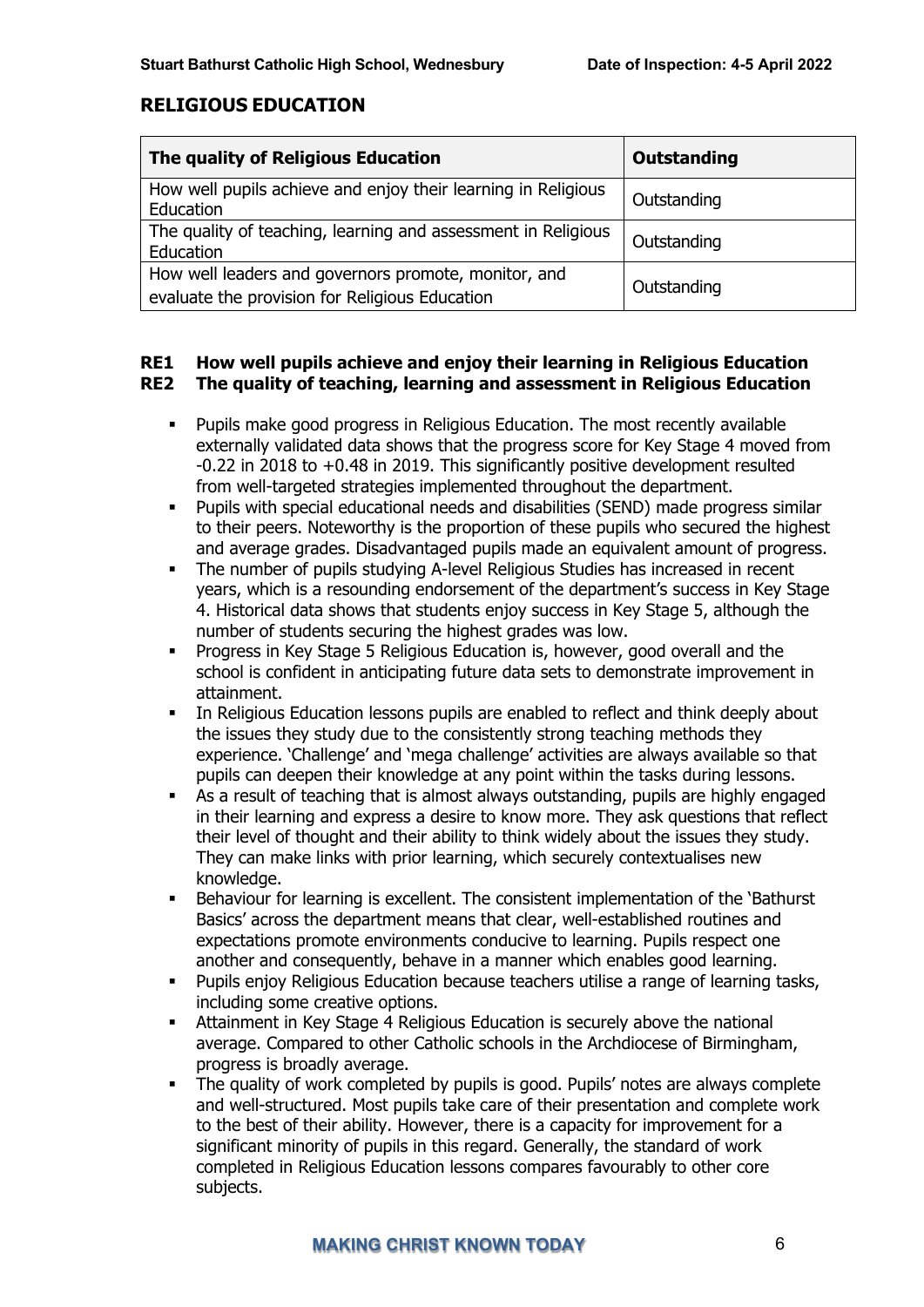## RELIGIOUS EDUCATION

| The quality of Religious Education | Outstanding |
| --- | --- |
| How well pupils achieve and enjoy their learning in Religious Education | Outstanding |
| The quality of teaching, learning and assessment in Religious Education | Outstanding |
| How well leaders and governors promote, monitor, and evaluate the provision for Religious Education | Outstanding |

### RE1 How well pupils achieve and enjoy their learning in Religious Education
### RE2 The quality of teaching, learning and assessment in Religious Education

- Pupils make good progress in Religious Education. The most recently available externally validated data shows that the progress score for Key Stage 4 moved from -0.22 in 2018 to +0.48 in 2019. This significantly positive development resulted from well-targeted strategies implemented throughout the department.
- Pupils with special educational needs and disabilities (SEND) made progress similar to their peers. Noteworthy is the proportion of these pupils who secured the highest and average grades. Disadvantaged pupils made an equivalent amount of progress.
- The number of pupils studying A-level Religious Studies has increased in recent years, which is a resounding endorsement of the department's success in Key Stage 4. Historical data shows that students enjoy success in Key Stage 5, although the number of students securing the highest grades was low.
- Progress in Key Stage 5 Religious Education is, however, good overall and the school is confident in anticipating future data sets to demonstrate improvement in attainment.
- In Religious Education lessons pupils are enabled to reflect and think deeply about the issues they study due to the consistently strong teaching methods they experience. 'Challenge' and 'mega challenge' activities are always available so that pupils can deepen their knowledge at any point within the tasks during lessons.
- As a result of teaching that is almost always outstanding, pupils are highly engaged in their learning and express a desire to know more. They ask questions that reflect their level of thought and their ability to think widely about the issues they study. They can make links with prior learning, which securely contextualises new knowledge.
- Behaviour for learning is excellent. The consistent implementation of the 'Bathurst Basics' across the department means that clear, well-established routines and expectations promote environments conducive to learning. Pupils respect one another and consequently, behave in a manner which enables good learning.
- Pupils enjoy Religious Education because teachers utilise a range of learning tasks, including some creative options.
- Attainment in Key Stage 4 Religious Education is securely above the national average. Compared to other Catholic schools in the Archdiocese of Birmingham, progress is broadly average.
- The quality of work completed by pupils is good. Pupils' notes are always complete and well-structured. Most pupils take care of their presentation and complete work to the best of their ability. However, there is a capacity for improvement for a significant minority of pupils in this regard. Generally, the standard of work completed in Religious Education lessons compares favourably to other core subjects.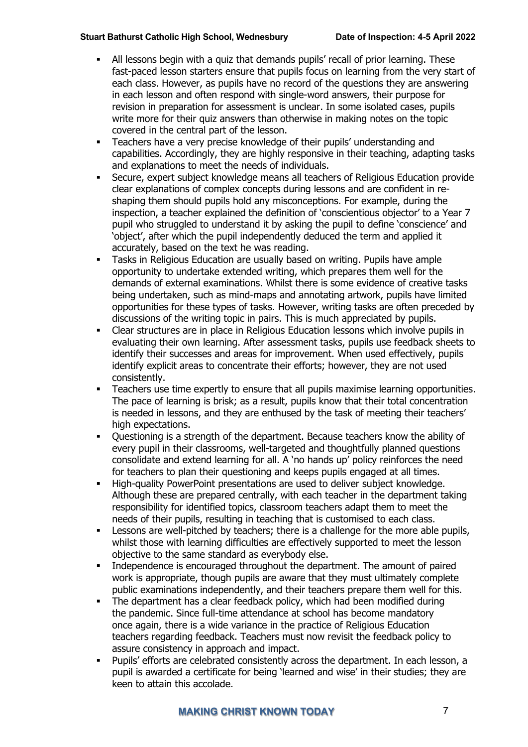- All lessons begin with a quiz that demands pupils' recall of prior learning. These fast-paced lesson starters ensure that pupils focus on learning from the very start of each class. However, as pupils have no record of the questions they are answering in each lesson and often respond with single-word answers, their purpose for revision in preparation for assessment is unclear. In some isolated cases, pupils write more for their quiz answers than otherwise in making notes on the topic covered in the central part of the lesson.
- Teachers have a very precise knowledge of their pupils' understanding and capabilities. Accordingly, they are highly responsive in their teaching, adapting tasks and explanations to meet the needs of individuals.
- Secure, expert subject knowledge means all teachers of Religious Education provide clear explanations of complex concepts during lessons and are confident in re-shaping them should pupils hold any misconceptions. For example, during the inspection, a teacher explained the definition of 'conscientious objector' to a Year 7 pupil who struggled to understand it by asking the pupil to define 'conscience' and 'object', after which the pupil independently deduced the term and applied it accurately, based on the text he was reading.
- Tasks in Religious Education are usually based on writing. Pupils have ample opportunity to undertake extended writing, which prepares them well for the demands of external examinations. Whilst there is some evidence of creative tasks being undertaken, such as mind-maps and annotating artwork, pupils have limited opportunities for these types of tasks. However, writing tasks are often preceded by discussions of the writing topic in pairs. This is much appreciated by pupils.
- Clear structures are in place in Religious Education lessons which involve pupils in evaluating their own learning. After assessment tasks, pupils use feedback sheets to identify their successes and areas for improvement. When used effectively, pupils identify explicit areas to concentrate their efforts; however, they are not used consistently.
- Teachers use time expertly to ensure that all pupils maximise learning opportunities. The pace of learning is brisk; as a result, pupils know that their total concentration is needed in lessons, and they are enthused by the task of meeting their teachers' high expectations.
- Questioning is a strength of the department. Because teachers know the ability of every pupil in their classrooms, well-targeted and thoughtfully planned questions consolidate and extend learning for all. A 'no hands up' policy reinforces the need for teachers to plan their questioning and keeps pupils engaged at all times.
- High-quality PowerPoint presentations are used to deliver subject knowledge. Although these are prepared centrally, with each teacher in the department taking responsibility for identified topics, classroom teachers adapt them to meet the needs of their pupils, resulting in teaching that is customised to each class.
- Lessons are well-pitched by teachers; there is a challenge for the more able pupils, whilst those with learning difficulties are effectively supported to meet the lesson objective to the same standard as everybody else.
- Independence is encouraged throughout the department. The amount of paired work is appropriate, though pupils are aware that they must ultimately complete public examinations independently, and their teachers prepare them well for this.
- The department has a clear feedback policy, which had been modified during the pandemic. Since full-time attendance at school has become mandatory once again, there is a wide variance in the practice of Religious Education teachers regarding feedback. Teachers must now revisit the feedback policy to assure consistency in approach and impact.
- Pupils' efforts are celebrated consistently across the department. In each lesson, a pupil is awarded a certificate for being 'learned and wise' in their studies; they are keen to attain this accolade.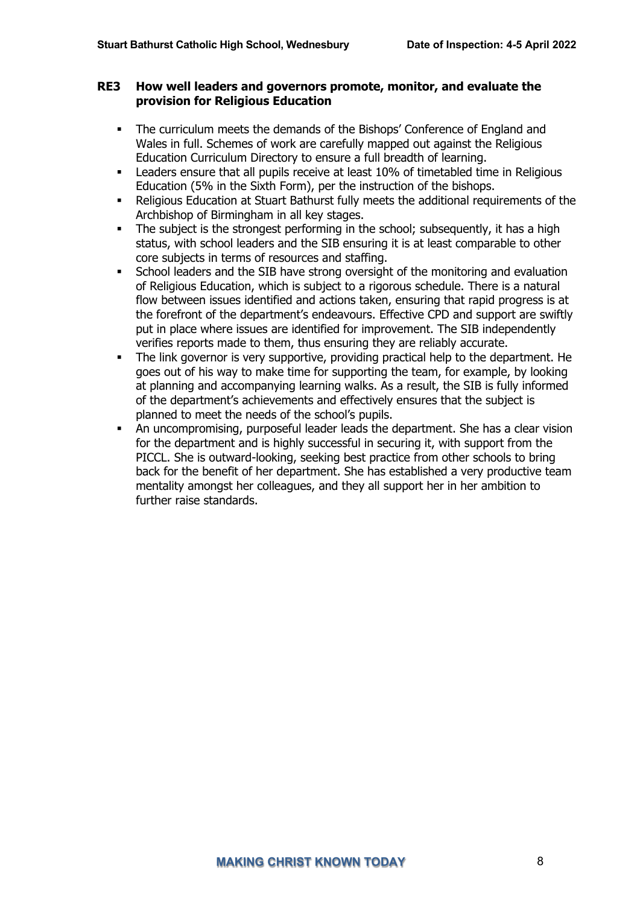## RE3 How well leaders and governors promote, monitor, and evaluate the provision for Religious Education

- The curriculum meets the demands of the Bishops' Conference of England and Wales in full. Schemes of work are carefully mapped out against the Religious Education Curriculum Directory to ensure a full breadth of learning.
- Leaders ensure that all pupils receive at least 10% of timetabled time in Religious Education (5% in the Sixth Form), per the instruction of the bishops.
- Religious Education at Stuart Bathurst fully meets the additional requirements of the Archbishop of Birmingham in all key stages.
- The subject is the strongest performing in the school; subsequently, it has a high status, with school leaders and the SIB ensuring it is at least comparable to other core subjects in terms of resources and staffing.
- School leaders and the SIB have strong oversight of the monitoring and evaluation of Religious Education, which is subject to a rigorous schedule. There is a natural flow between issues identified and actions taken, ensuring that rapid progress is at the forefront of the department's endeavours. Effective CPD and support are swiftly put in place where issues are identified for improvement. The SIB independently verifies reports made to them, thus ensuring they are reliably accurate.
- The link governor is very supportive, providing practical help to the department. He goes out of his way to make time for supporting the team, for example, by looking at planning and accompanying learning walks. As a result, the SIB is fully informed of the department's achievements and effectively ensures that the subject is planned to meet the needs of the school's pupils.
- An uncompromising, purposeful leader leads the department. She has a clear vision for the department and is highly successful in securing it, with support from the PICCL. She is outward-looking, seeking best practice from other schools to bring back for the benefit of her department. She has established a very productive team mentality amongst her colleagues, and they all support her in her ambition to further raise standards.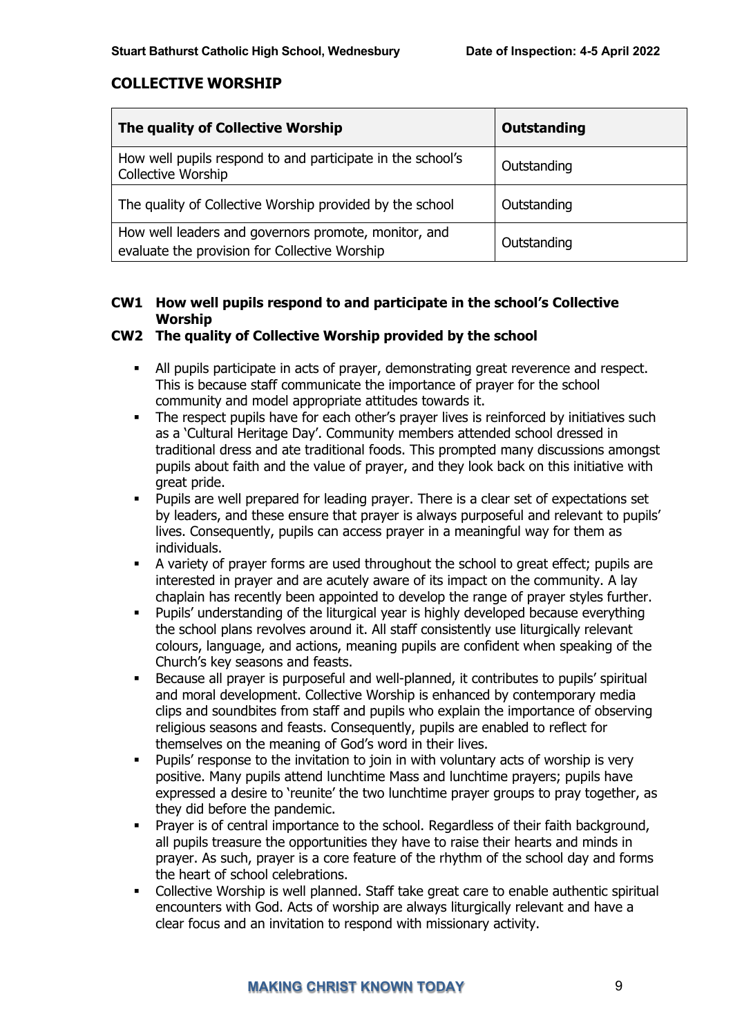## COLLECTIVE WORSHIP

| The quality of Collective Worship | Outstanding |
|---|---|
| How well pupils respond to and participate in the school's Collective Worship | Outstanding |
| The quality of Collective Worship provided by the school | Outstanding |
| How well leaders and governors promote, monitor, and evaluate the provision for Collective Worship | Outstanding |

### CW1 How well pupils respond to and participate in the school's Collective Worship

### CW2 The quality of Collective Worship provided by the school

- All pupils participate in acts of prayer, demonstrating great reverence and respect. This is because staff communicate the importance of prayer for the school community and model appropriate attitudes towards it.
- The respect pupils have for each other's prayer lives is reinforced by initiatives such as a 'Cultural Heritage Day'. Community members attended school dressed in traditional dress and ate traditional foods. This prompted many discussions amongst pupils about faith and the value of prayer, and they look back on this initiative with great pride.
- Pupils are well prepared for leading prayer. There is a clear set of expectations set by leaders, and these ensure that prayer is always purposeful and relevant to pupils' lives. Consequently, pupils can access prayer in a meaningful way for them as individuals.
- A variety of prayer forms are used throughout the school to great effect; pupils are interested in prayer and are acutely aware of its impact on the community. A lay chaplain has recently been appointed to develop the range of prayer styles further.
- Pupils' understanding of the liturgical year is highly developed because everything the school plans revolves around it. All staff consistently use liturgically relevant colours, language, and actions, meaning pupils are confident when speaking of the Church's key seasons and feasts.
- Because all prayer is purposeful and well-planned, it contributes to pupils' spiritual and moral development. Collective Worship is enhanced by contemporary media clips and soundbites from staff and pupils who explain the importance of observing religious seasons and feasts. Consequently, pupils are enabled to reflect for themselves on the meaning of God's word in their lives.
- Pupils' response to the invitation to join in with voluntary acts of worship is very positive. Many pupils attend lunchtime Mass and lunchtime prayers; pupils have expressed a desire to 'reunite' the two lunchtime prayer groups to pray together, as they did before the pandemic.
- Prayer is of central importance to the school. Regardless of their faith background, all pupils treasure the opportunities they have to raise their hearts and minds in prayer. As such, prayer is a core feature of the rhythm of the school day and forms the heart of school celebrations.
- Collective Worship is well planned. Staff take great care to enable authentic spiritual encounters with God. Acts of worship are always liturgically relevant and have a clear focus and an invitation to respond with missionary activity.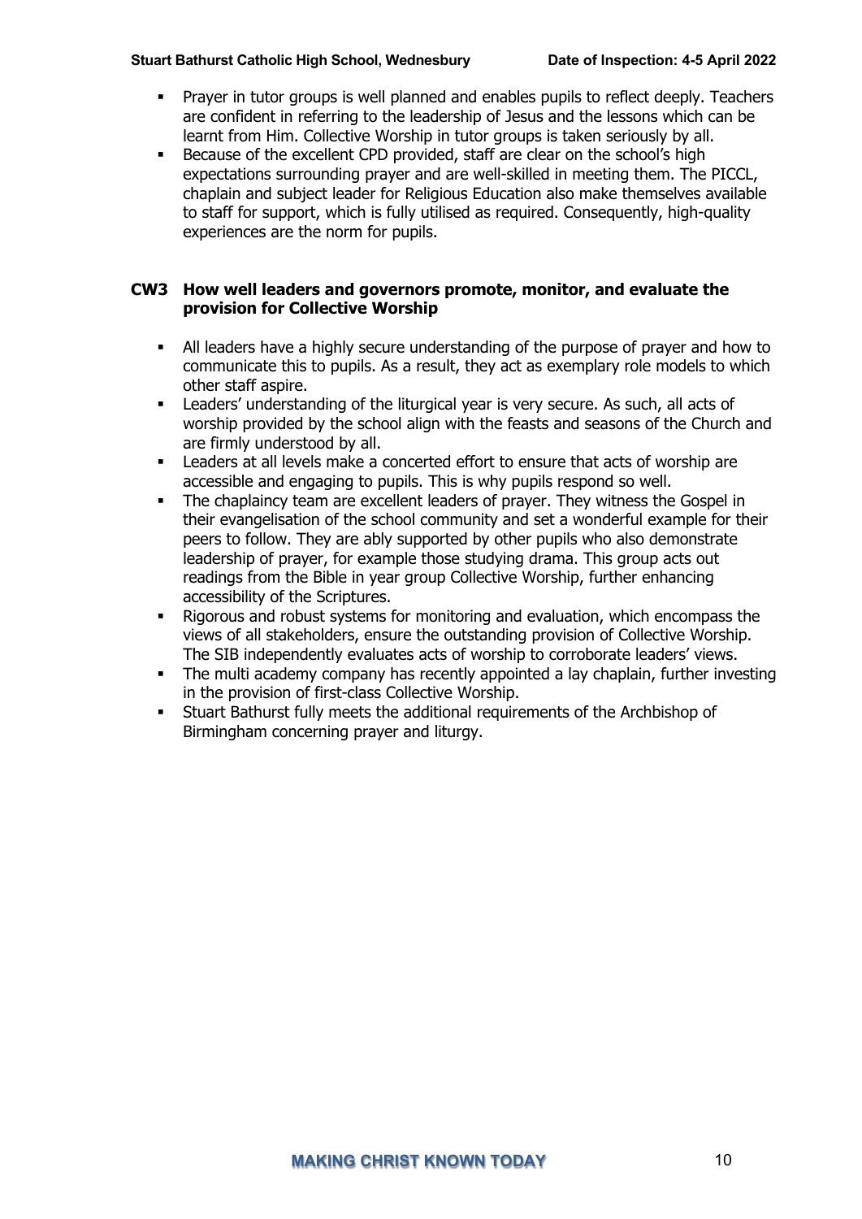- Prayer in tutor groups is well planned and enables pupils to reflect deeply. Teachers are confident in referring to the leadership of Jesus and the lessons which can be learnt from Him. Collective Worship in tutor groups is taken seriously by all.
- Because of the excellent CPD provided, staff are clear on the school's high expectations surrounding prayer and are well-skilled in meeting them. The PICCL, chaplain and subject leader for Religious Education also make themselves available to staff for support, which is fully utilised as required. Consequently, high-quality experiences are the norm for pupils.

### CW3 How well leaders and governors promote, monitor, and evaluate the provision for Collective Worship

- All leaders have a highly secure understanding of the purpose of prayer and how to communicate this to pupils. As a result, they act as exemplary role models to which other staff aspire.
- Leaders' understanding of the liturgical year is very secure. As such, all acts of worship provided by the school align with the feasts and seasons of the Church and are firmly understood by all.
- Leaders at all levels make a concerted effort to ensure that acts of worship are accessible and engaging to pupils. This is why pupils respond so well.
- The chaplaincy team are excellent leaders of prayer. They witness the Gospel in their evangelisation of the school community and set a wonderful example for their peers to follow. They are ably supported by other pupils who also demonstrate leadership of prayer, for example those studying drama. This group acts out readings from the Bible in year group Collective Worship, further enhancing accessibility of the Scriptures.
- Rigorous and robust systems for monitoring and evaluation, which encompass the views of all stakeholders, ensure the outstanding provision of Collective Worship. The SIB independently evaluates acts of worship to corroborate leaders' views.
- The multi academy company has recently appointed a lay chaplain, further investing in the provision of first-class Collective Worship.
- Stuart Bathurst fully meets the additional requirements of the Archbishop of Birmingham concerning prayer and liturgy.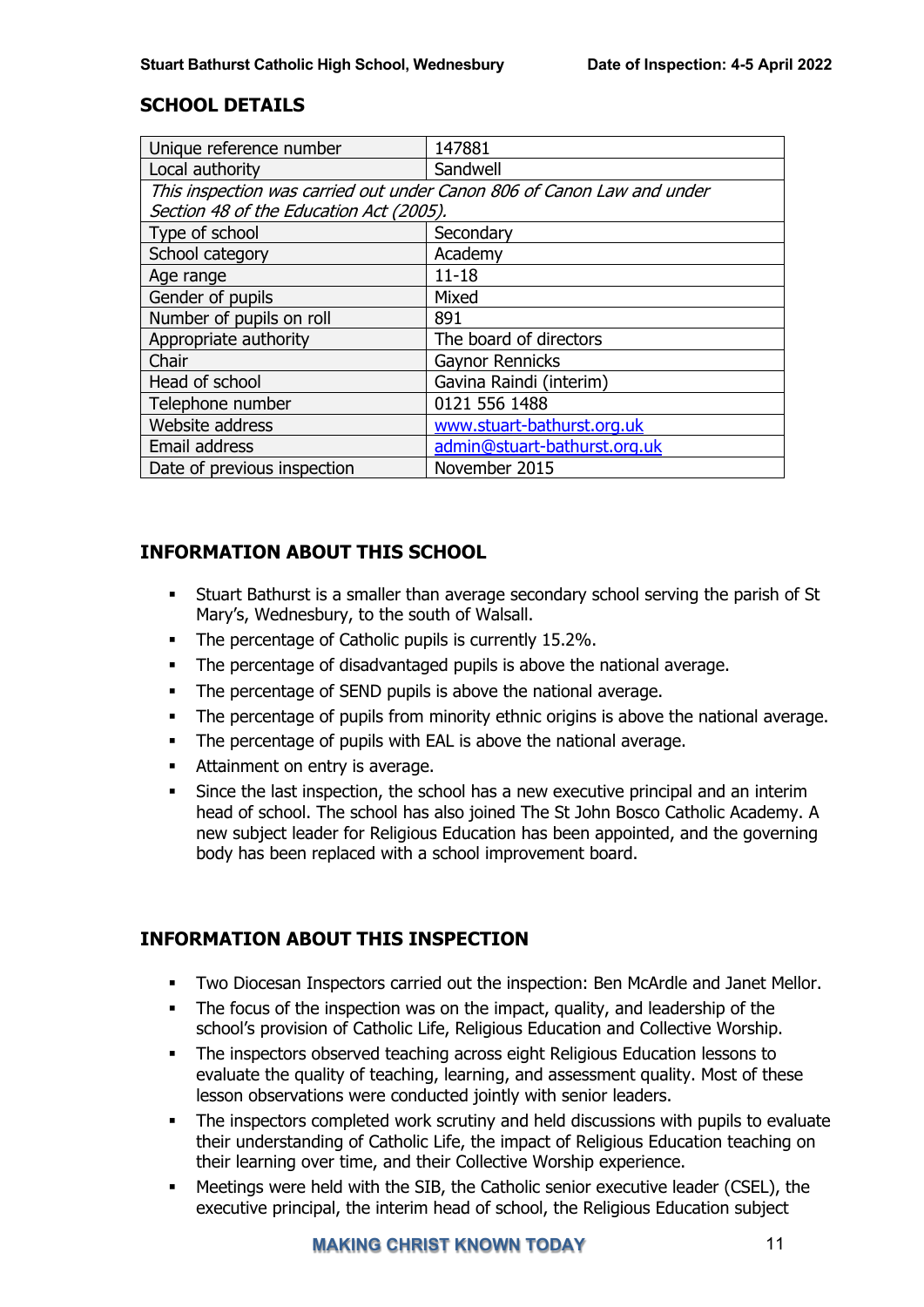## SCHOOL DETAILS

| Unique reference number | 147881 |
|---|---|
| Local authority | Sandwell |
| *This inspection was carried out under Canon 806 of Canon Law and under Section 48 of the Education Act (2005).* | |
| Type of school | Secondary |
| School category | Academy |
| Age range | 11-18 |
| Gender of pupils | Mixed |
| Number of pupils on roll | 891 |
| Appropriate authority | The board of directors |
| Chair | Gaynor Rennicks |
| Head of school | Gavina Raindi (interim) |
| Telephone number | 0121 556 1488 |
| Website address | www.stuart-bathurst.org.uk |
| Email address | admin@stuart-bathurst.org.uk |
| Date of previous inspection | November 2015 |

## INFORMATION ABOUT THIS SCHOOL

- Stuart Bathurst is a smaller than average secondary school serving the parish of St Mary's, Wednesbury, to the south of Walsall.
- The percentage of Catholic pupils is currently 15.2%.
- The percentage of disadvantaged pupils is above the national average.
- The percentage of SEND pupils is above the national average.
- The percentage of pupils from minority ethnic origins is above the national average.
- The percentage of pupils with EAL is above the national average.
- Attainment on entry is average.
- Since the last inspection, the school has a new executive principal and an interim head of school. The school has also joined The St John Bosco Catholic Academy. A new subject leader for Religious Education has been appointed, and the governing body has been replaced with a school improvement board.

## INFORMATION ABOUT THIS INSPECTION

- Two Diocesan Inspectors carried out the inspection: Ben McArdle and Janet Mellor.
- The focus of the inspection was on the impact, quality, and leadership of the school's provision of Catholic Life, Religious Education and Collective Worship.
- The inspectors observed teaching across eight Religious Education lessons to evaluate the quality of teaching, learning, and assessment quality. Most of these lesson observations were conducted jointly with senior leaders.
- The inspectors completed work scrutiny and held discussions with pupils to evaluate their understanding of Catholic Life, the impact of Religious Education teaching on their learning over time, and their Collective Worship experience.
- Meetings were held with the SIB, the Catholic senior executive leader (CSEL), the executive principal, the interim head of school, the Religious Education subject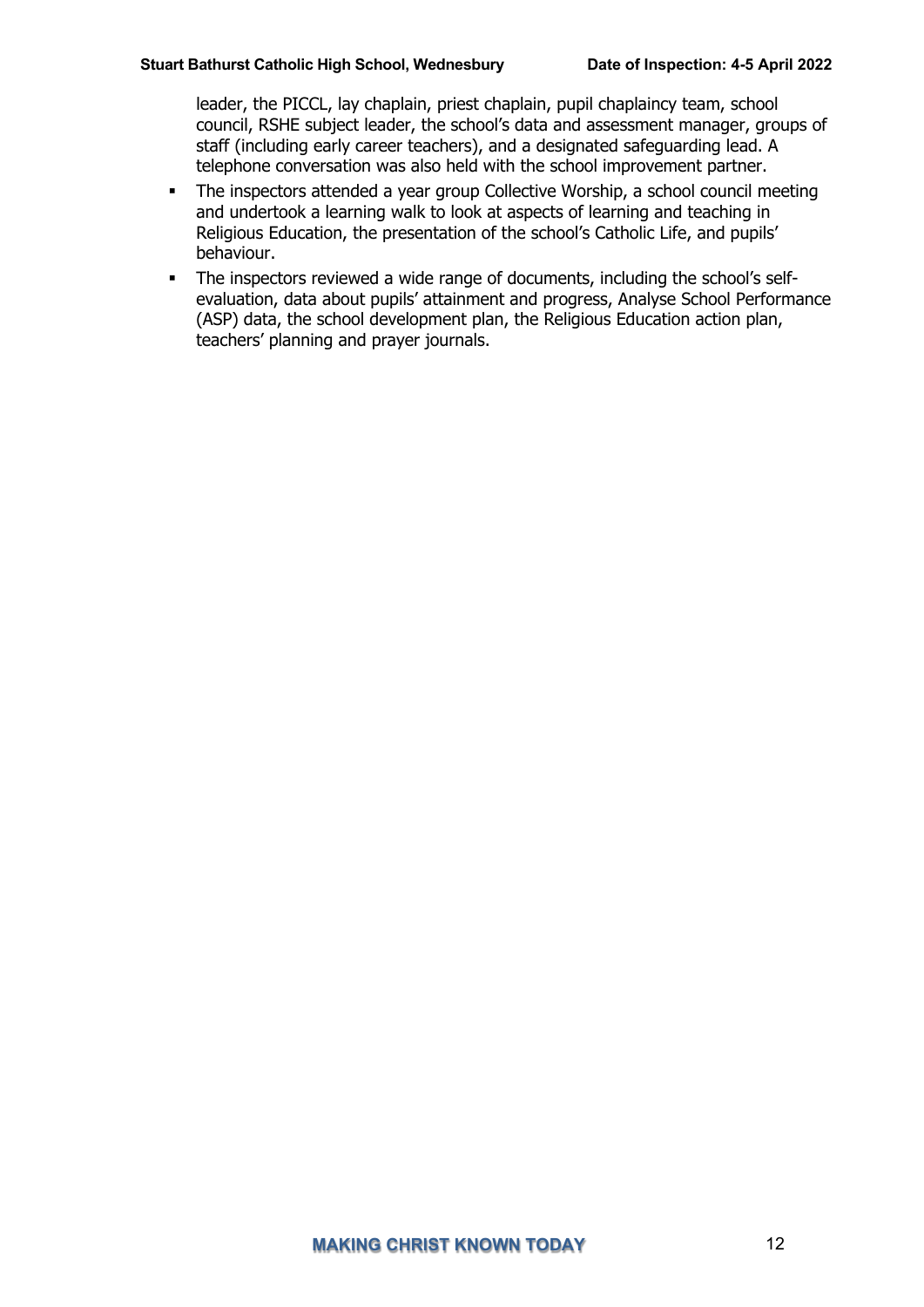leader, the PICCL, lay chaplain, priest chaplain, pupil chaplaincy team, school council, RSHE subject leader, the school's data and assessment manager, groups of staff (including early career teachers), and a designated safeguarding lead. A telephone conversation was also held with the school improvement partner.

- The inspectors attended a year group Collective Worship, a school council meeting and undertook a learning walk to look at aspects of learning and teaching in Religious Education, the presentation of the school's Catholic Life, and pupils' behaviour.
- The inspectors reviewed a wide range of documents, including the school's self-evaluation, data about pupils' attainment and progress, Analyse School Performance (ASP) data, the school development plan, the Religious Education action plan, teachers' planning and prayer journals.